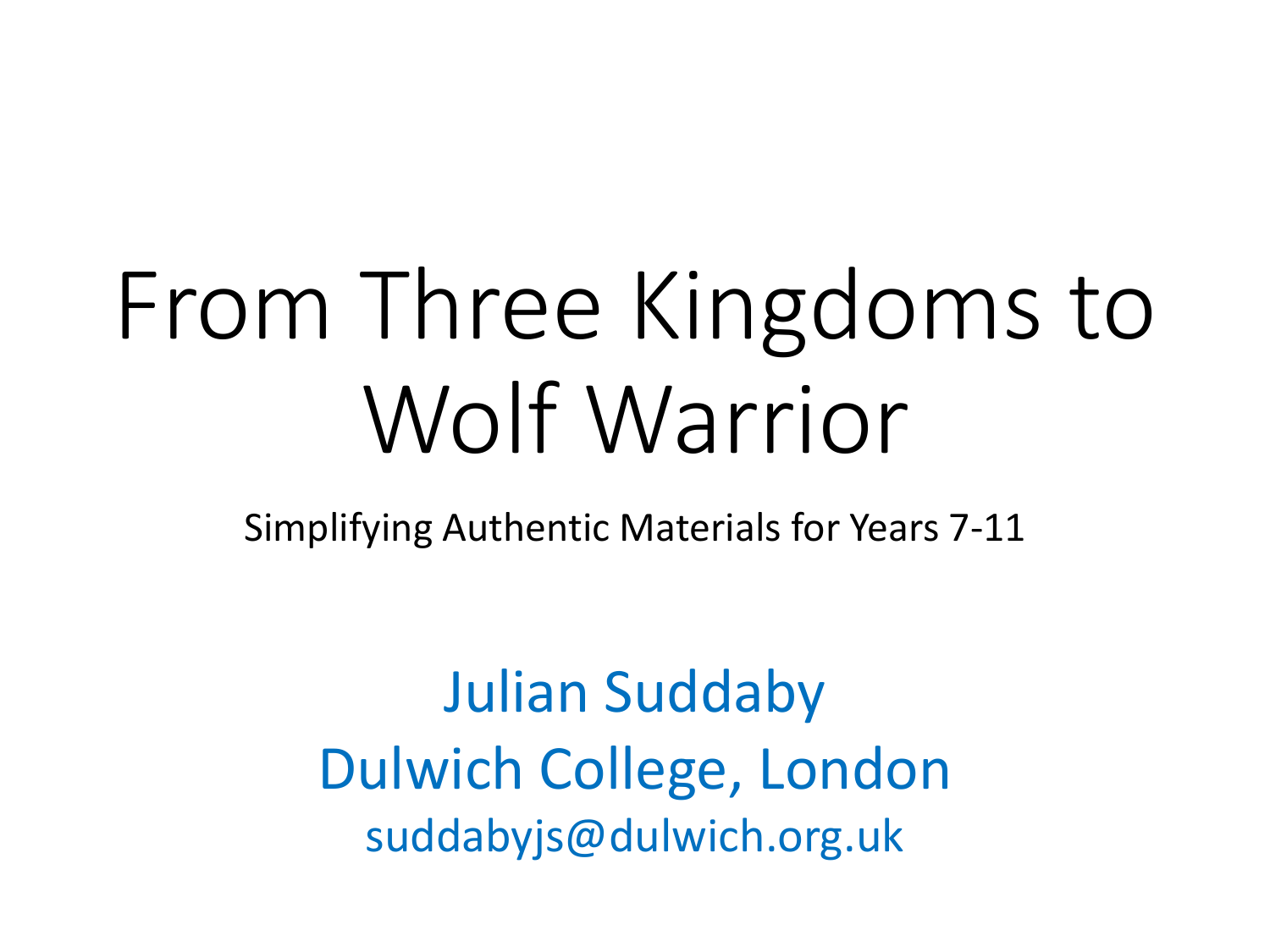# From Three Kingdoms to Wolf Warrior

Simplifying Authentic Materials for Years 7-11

Julian Suddaby
Dulwich College, London
suddabyjs@dulwich.org.uk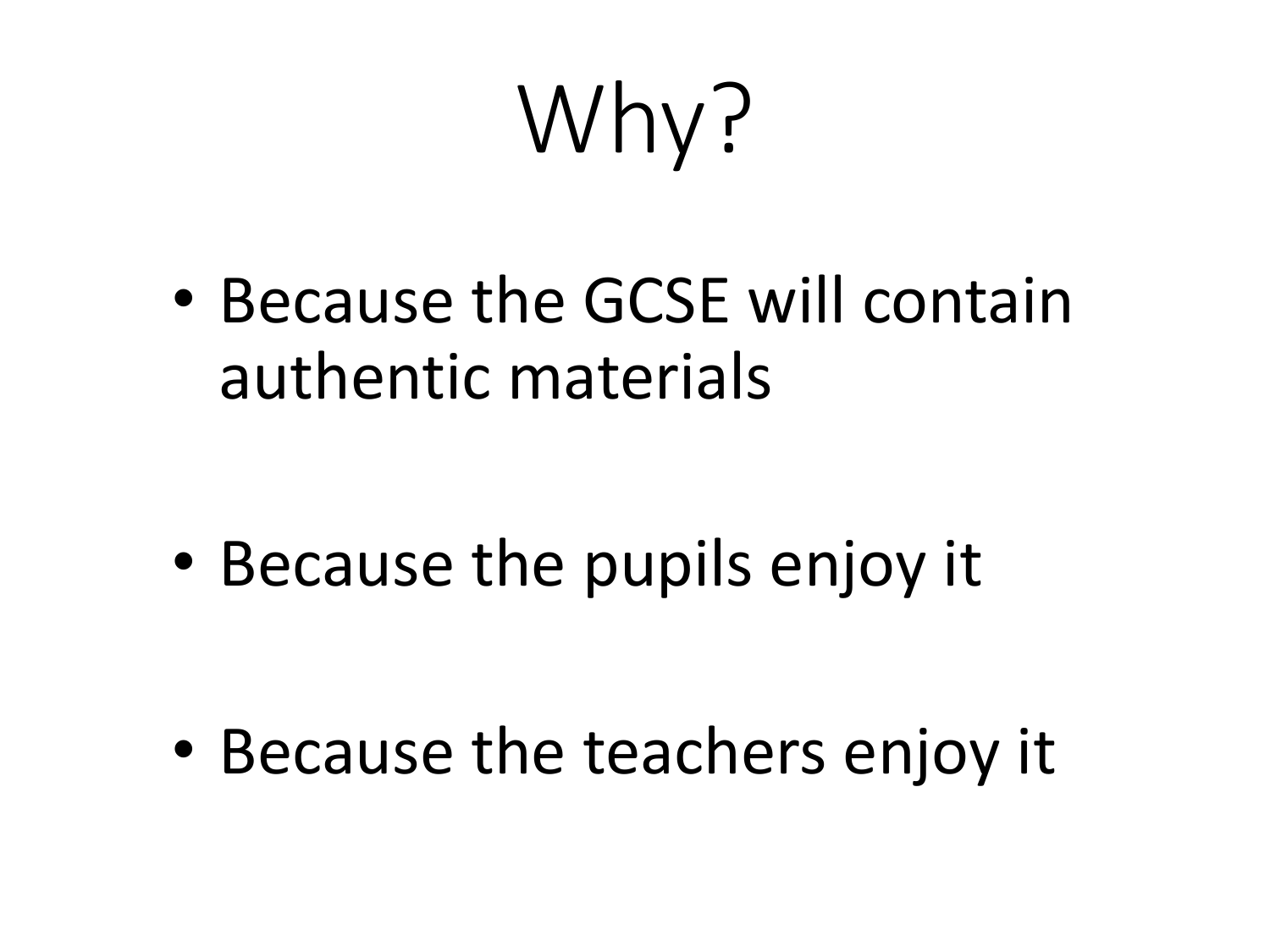# Why?

- Because the GCSE will contain authentic materials
- Because the pupils enjoy it
- Because the teachers enjoy it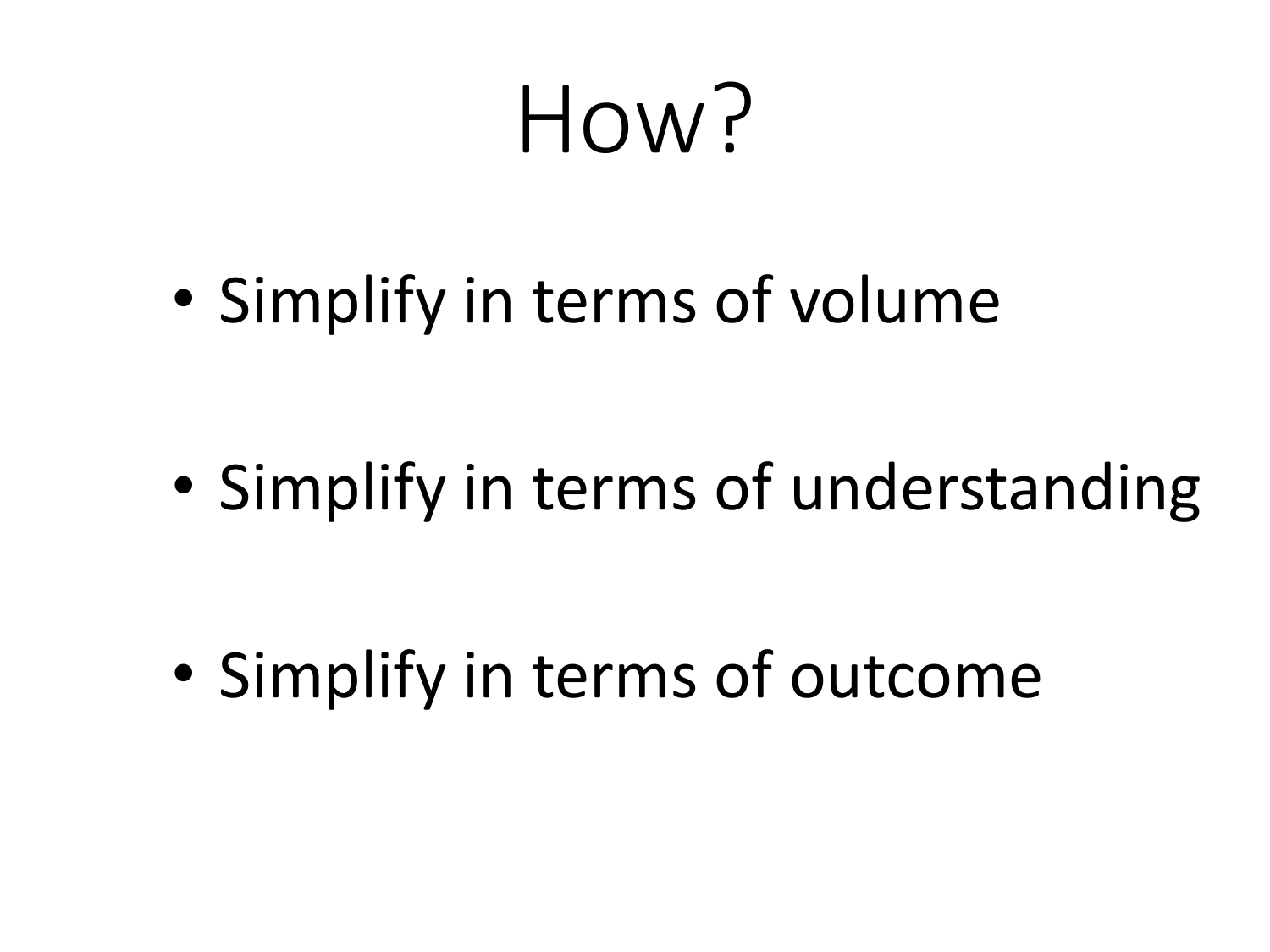# How?

- Simplify in terms of volume
- Simplify in terms of understanding
- Simplify in terms of outcome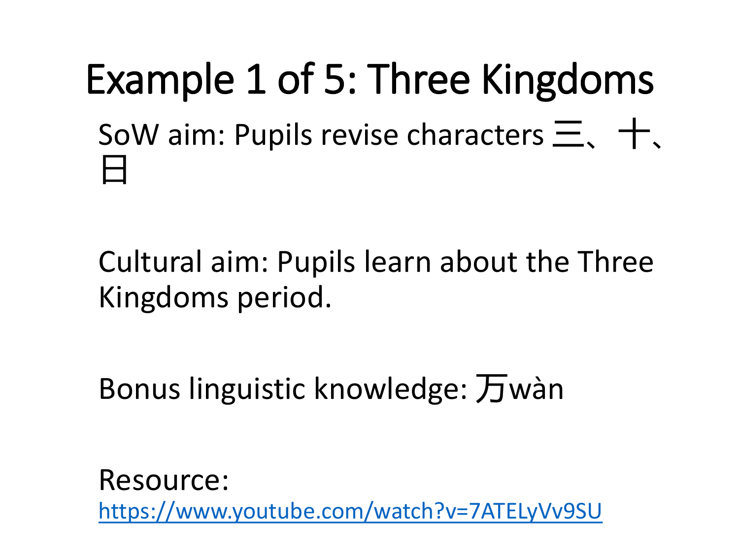# Example 1 of 5: Three Kingdoms

SoW aim: Pupils revise characters 三、十、日

Cultural aim: Pupils learn about the Three Kingdoms period.

Bonus linguistic knowledge: 万wàn

Resource:
https://www.youtube.com/watch?v=7ATELyVv9SU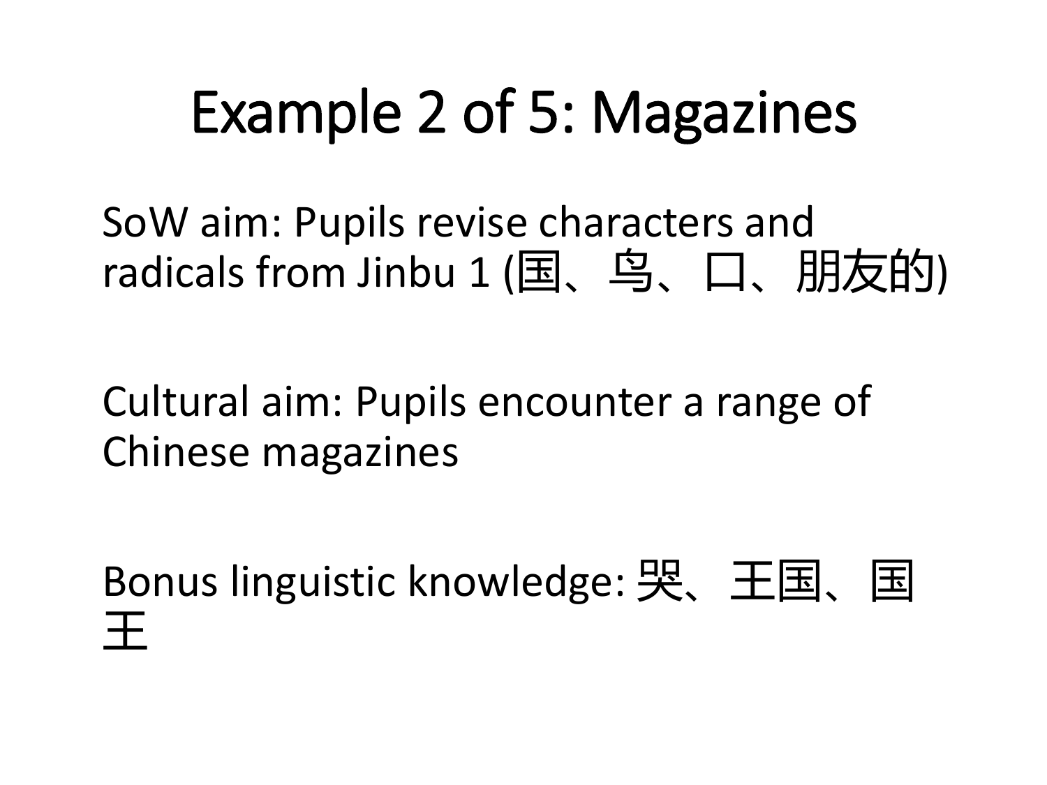# Example 2 of 5: Magazines

SoW aim: Pupils revise characters and radicals from Jinbu 1 (国、鸟、口、朋友的)

Cultural aim: Pupils encounter a range of Chinese magazines

Bonus linguistic knowledge: 哭、王国、国王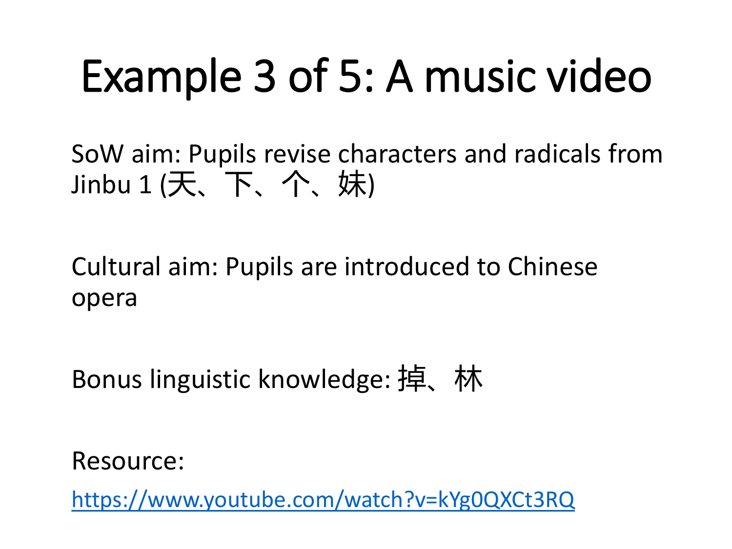# Example 3 of 5: A music video

SoW aim: Pupils revise characters and radicals from Jinbu 1 (天、下、个、妹)

Cultural aim: Pupils are introduced to Chinese opera

Bonus linguistic knowledge: 掉、林

Resource:

https://www.youtube.com/watch?v=kYg0QXCt3RQ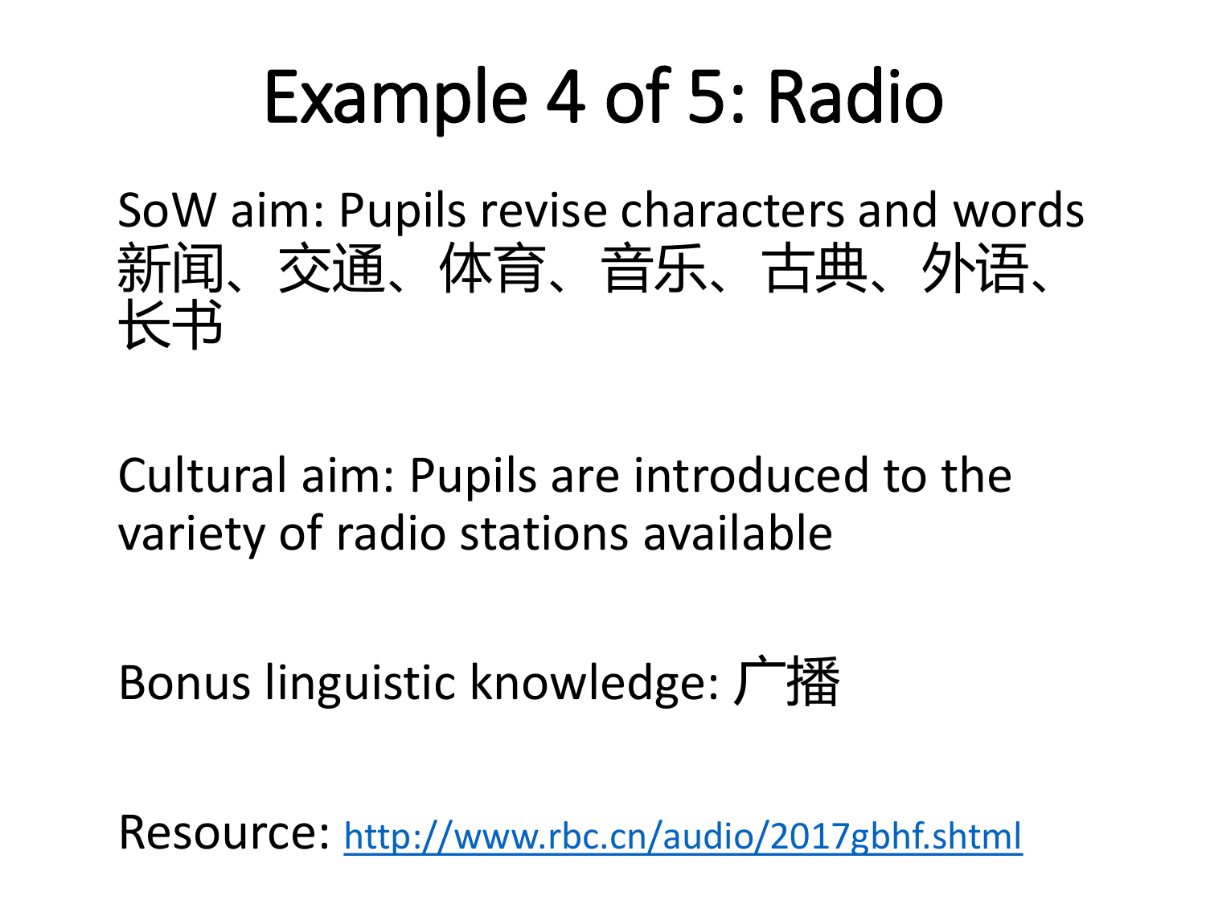# Example 4 of 5: Radio

SoW aim: Pupils revise characters and words 新闻、交通、体育、音乐、古典、外语、长书

Cultural aim: Pupils are introduced to the variety of radio stations available

Bonus linguistic knowledge: 广播

Resource: http://www.rbc.cn/audio/2017gbhf.shtml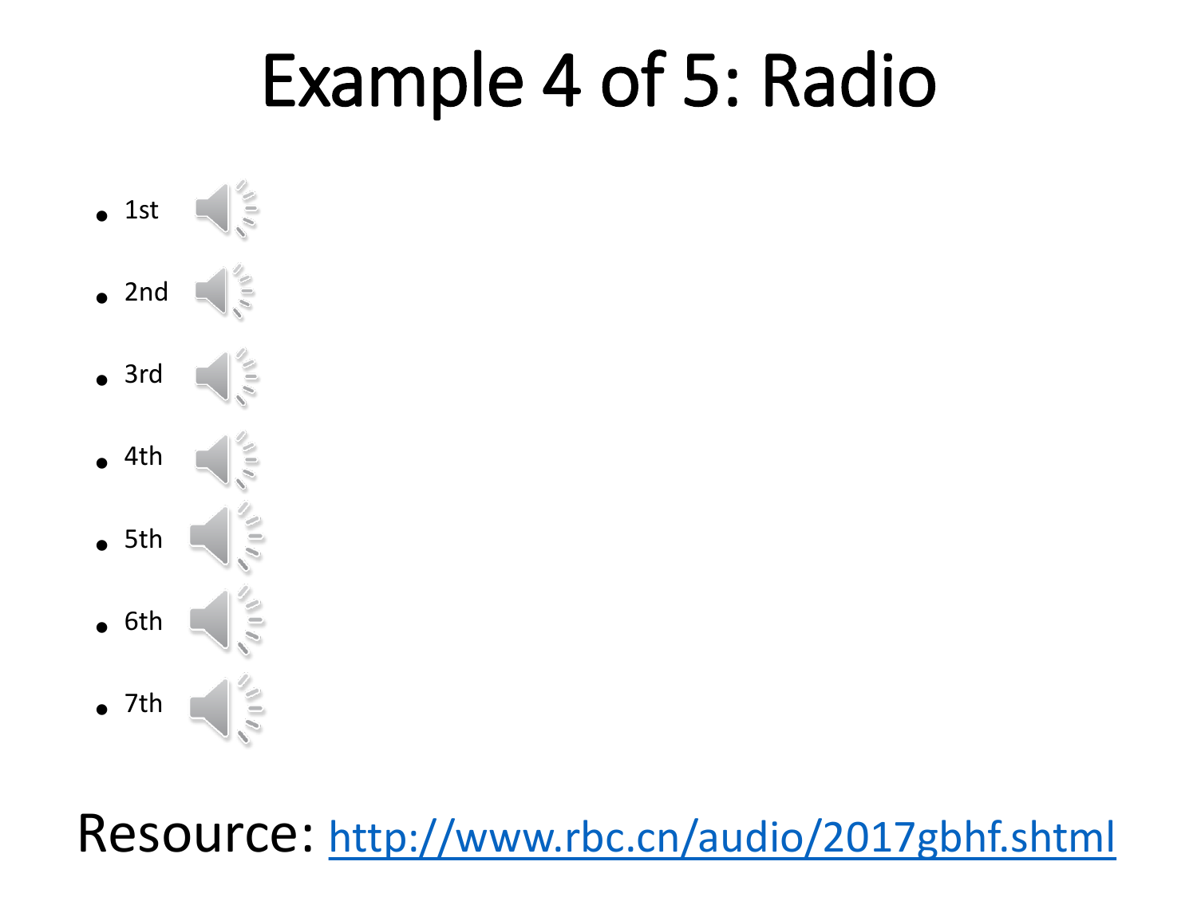# Example 4 of 5: Radio

- 1st
- 2nd
- 3rd
- 4th
- 5th
- 6th
- 7th

Resource: http://www.rbc.cn/audio/2017gbhf.shtml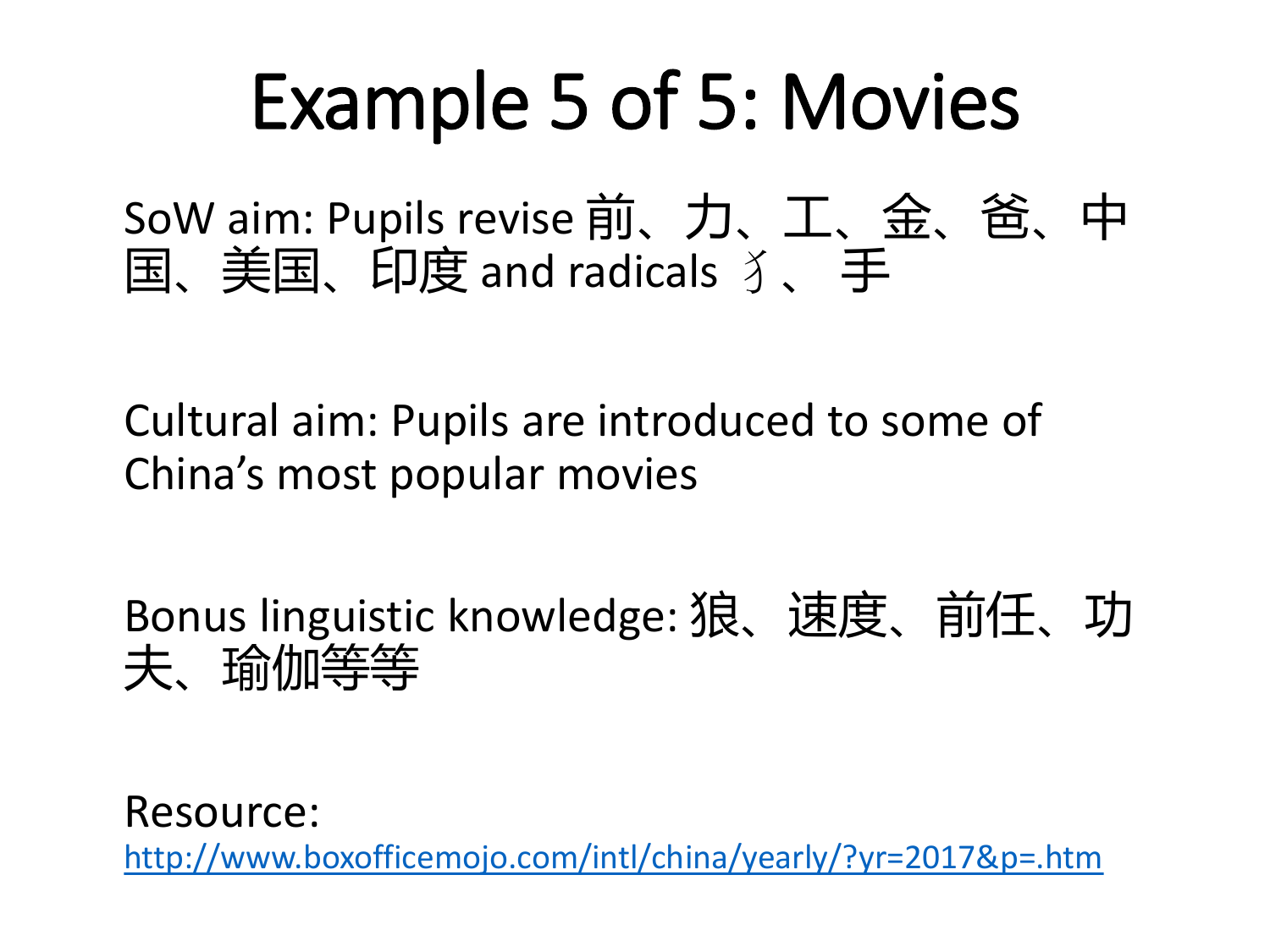# Example 5 of 5: Movies

SoW aim: Pupils revise 前、力、工、金、爸、中国、美国、印度 and radicals 犭、手

Cultural aim: Pupils are introduced to some of China's most popular movies

Bonus linguistic knowledge: 狼、速度、前任、功夫、瑜伽等等

Resource:
http://www.boxofficemojo.com/intl/china/yearly/?yr=2017&p=.htm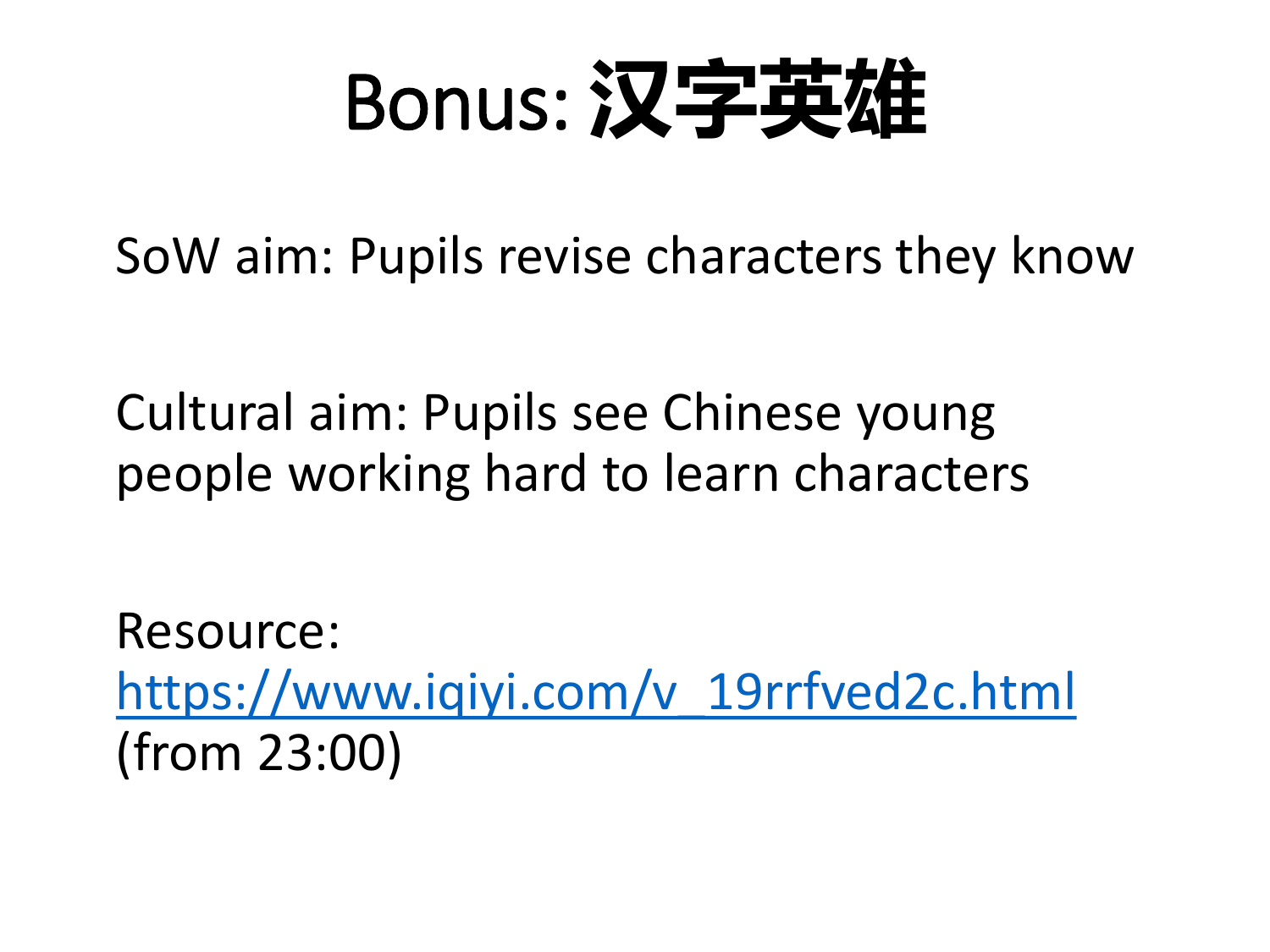# Bonus: 汉字英雄

SoW aim: Pupils revise characters they know

Cultural aim: Pupils see Chinese young people working hard to learn characters

Resource:
https://www.iqiyi.com/v_19rrfved2c.html
(from 23:00)